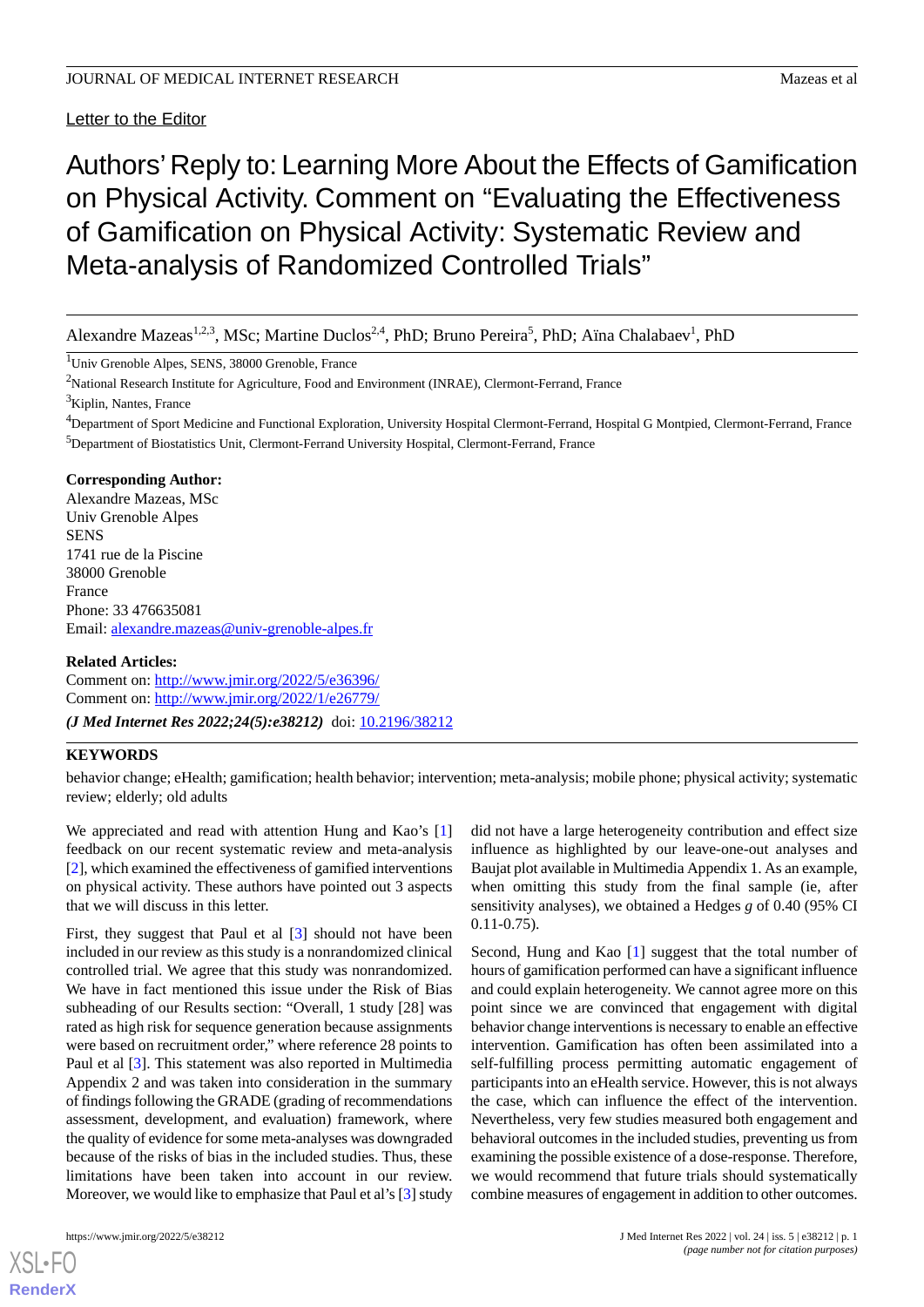Letter to the Editor

# Authors' Reply to: Learning More About the Effects of Gamification on Physical Activity. Comment on "Evaluating the Effectiveness of Gamification on Physical Activity: Systematic Review and Meta-analysis of Randomized Controlled Trials"

Alexandre Mazeas[1,2,3], MSc; Martine Duclos[2,4], PhD; Bruno Pereira[5], PhD; Aïna Chalabaev[1], PhD

[1]Univ Grenoble Alpes, SENS, 38000 Grenoble, France

[2]National Research Institute for Agriculture, Food and Environment (INRAE), Clermont-Ferrand, France

[3]Kiplin, Nantes, France

[4]Department of Sport Medicine and Functional Exploration, University Hospital Clermont-Ferrand, Hospital G Montpied, Clermont-Ferrand, France

[5]Department of Biostatistics Unit, Clermont-Ferrand University Hospital, Clermont-Ferrand, France

**Corresponding Author:**
Alexandre Mazeas, MSc
Univ Grenoble Alpes
SENS
1741 rue de la Piscine
38000 Grenoble
France
Phone: 33 476635081
Email: alexandre.mazeas@univ-grenoble-alpes.fr

**Related Articles:**
Comment on: http://www.jmir.org/2022/5/e36396/
Comment on: http://www.jmir.org/2022/1/e26779/

***(J Med Internet Res 2022;24(5):e38212)*** doi: 10.2196/38212

**KEYWORDS**

behavior change; eHealth; gamification; health behavior; intervention; meta-analysis; mobile phone; physical activity; systematic review; elderly; old adults

We appreciated and read with attention Hung and Kao's [1] feedback on our recent systematic review and meta-analysis [2], which examined the effectiveness of gamified interventions on physical activity. These authors have pointed out 3 aspects that we will discuss in this letter.

First, they suggest that Paul et al [3] should not have been included in our review as this study is a nonrandomized clinical controlled trial. We agree that this study was nonrandomized. We have in fact mentioned this issue under the Risk of Bias subheading of our Results section: "Overall, 1 study [28] was rated as high risk for sequence generation because assignments were based on recruitment order," where reference 28 points to Paul et al [3]. This statement was also reported in Multimedia Appendix 2 and was taken into consideration in the summary of findings following the GRADE (grading of recommendations assessment, development, and evaluation) framework, where the quality of evidence for some meta-analyses was downgraded because of the risks of bias in the included studies. Thus, these limitations have been taken into account in our review. Moreover, we would like to emphasize that Paul et al's [3] study did not have a large heterogeneity contribution and effect size influence as highlighted by our leave-one-out analyses and Baujat plot available in Multimedia Appendix 1. As an example, when omitting this study from the final sample (ie, after sensitivity analyses), we obtained a Hedges *g* of 0.40 (95% CI 0.11-0.75).

Second, Hung and Kao [1] suggest that the total number of hours of gamification performed can have a significant influence and could explain heterogeneity. We cannot agree more on this point since we are convinced that engagement with digital behavior change interventions is necessary to enable an effective intervention. Gamification has often been assimilated into a self-fulfilling process permitting automatic engagement of participants into an eHealth service. However, this is not always the case, which can influence the effect of the intervention. Nevertheless, very few studies measured both engagement and behavioral outcomes in the included studies, preventing us from examining the possible existence of a dose-response. Therefore, we would recommend that future trials should systematically combine measures of engagement in addition to other outcomes.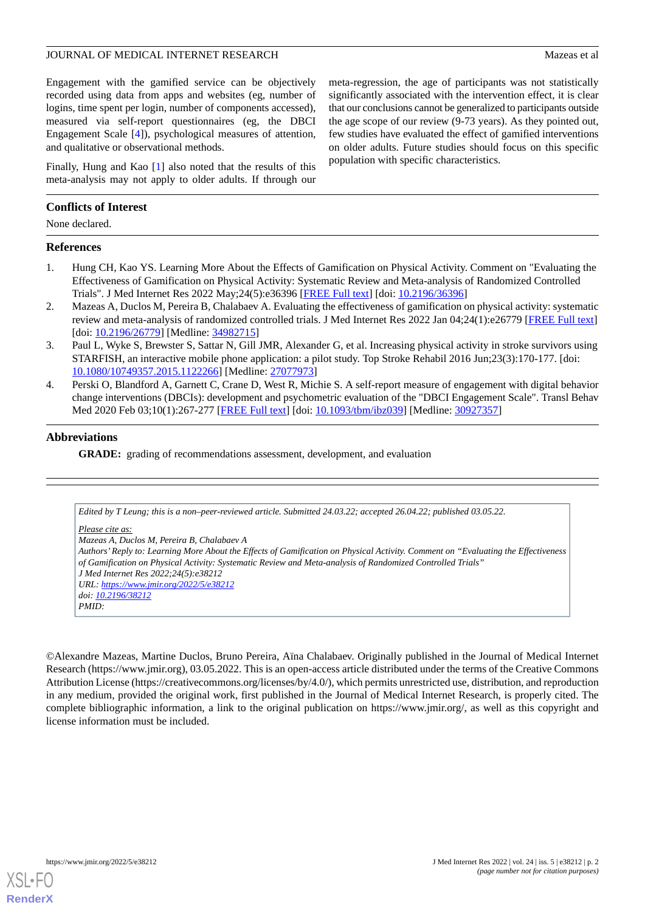Engagement with the gamified service can be objectively recorded using data from apps and websites (eg, number of logins, time spent per login, number of components accessed), measured via self-report questionnaires (eg, the DBCI Engagement Scale [4]), psychological measures of attention, and qualitative or observational methods.

Finally, Hung and Kao [1] also noted that the results of this meta-analysis may not apply to older adults. If through our meta-regression, the age of participants was not statistically significantly associated with the intervention effect, it is clear that our conclusions cannot be generalized to participants outside the age scope of our review (9-73 years). As they pointed out, few studies have evaluated the effect of gamified interventions on older adults. Future studies should focus on this specific population with specific characteristics.

## Conflicts of Interest

None declared.

## References

1. Hung CH, Kao YS. Learning More About the Effects of Gamification on Physical Activity. Comment on "Evaluating the Effectiveness of Gamification on Physical Activity: Systematic Review and Meta-analysis of Randomized Controlled Trials". J Med Internet Res 2022 May;24(5):e36396 [FREE Full text] [doi: 10.2196/36396]
2. Mazeas A, Duclos M, Pereira B, Chalabaev A. Evaluating the effectiveness of gamification on physical activity: systematic review and meta-analysis of randomized controlled trials. J Med Internet Res 2022 Jan 04;24(1):e26779 [FREE Full text] [doi: 10.2196/26779] [Medline: 34982715]
3. Paul L, Wyke S, Brewster S, Sattar N, Gill JMR, Alexander G, et al. Increasing physical activity in stroke survivors using STARFISH, an interactive mobile phone application: a pilot study. Top Stroke Rehabil 2016 Jun;23(3):170-177. [doi: 10.1080/10749357.2015.1122266] [Medline: 27077973]
4. Perski O, Blandford A, Garnett C, Crane D, West R, Michie S. A self-report measure of engagement with digital behavior change interventions (DBCIs): development and psychometric evaluation of the "DBCI Engagement Scale". Transl Behav Med 2020 Feb 03;10(1):267-277 [FREE Full text] [doi: 10.1093/tbm/ibz039] [Medline: 30927357]

## Abbreviations

**GRADE:** grading of recommendations assessment, development, and evaluation

*Edited by T Leung; this is a non–peer-reviewed article. Submitted 24.03.22; accepted 26.04.22; published 03.05.22.*

*Please cite as:*
*Mazeas A, Duclos M, Pereira B, Chalabaev A*
*Authors' Reply to: Learning More About the Effects of Gamification on Physical Activity. Comment on "Evaluating the Effectiveness of Gamification on Physical Activity: Systematic Review and Meta-analysis of Randomized Controlled Trials"*
*J Med Internet Res 2022;24(5):e38212*
*URL: https://www.jmir.org/2022/5/e38212*
*doi: 10.2196/38212*
*PMID:*

©Alexandre Mazeas, Martine Duclos, Bruno Pereira, Aïna Chalabaev. Originally published in the Journal of Medical Internet Research (https://www.jmir.org), 03.05.2022. This is an open-access article distributed under the terms of the Creative Commons Attribution License (https://creativecommons.org/licenses/by/4.0/), which permits unrestricted use, distribution, and reproduction in any medium, provided the original work, first published in the Journal of Medical Internet Research, is properly cited. The complete bibliographic information, a link to the original publication on https://www.jmir.org/, as well as this copyright and license information must be included.